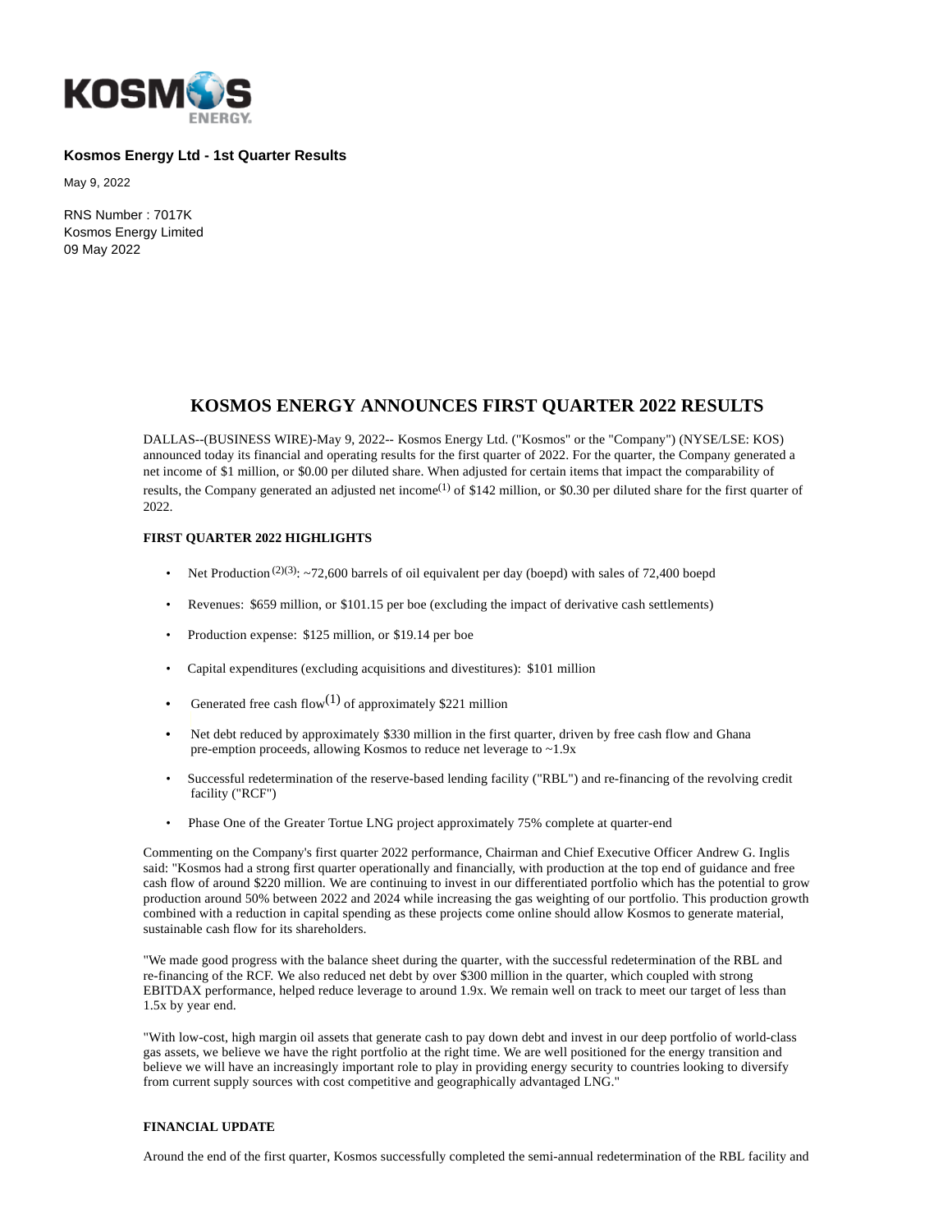**Kosmos Energy Ltd - 1st Quarter Results**

May 9, 2022

RNS Number : 7017K
Kosmos Energy Limited
09 May 2022

# KOSMOS ENERGY ANNOUNCES FIRST QUARTER 2022 RESULTS

DALLAS--(BUSINESS WIRE)-May 9, 2022-- Kosmos Energy Ltd. ("Kosmos" or the "Company") (NYSE/LSE: KOS) announced today its financial and operating results for the first quarter of 2022. For the quarter, the Company generated a net income of $1 million, or $0.00 per diluted share. When adjusted for certain items that impact the comparability of results, the Company generated an adjusted net income[1] of $142 million, or $0.30 per diluted share for the first quarter of 2022.

**FIRST QUARTER 2022 HIGHLIGHTS**

- Net Production[2][3]: ~72,600 barrels of oil equivalent per day (boepd) with sales of 72,400 boepd
- Revenues: $659 million, or $101.15 per boe (excluding the impact of derivative cash settlements)
- Production expense: $125 million, or $19.14 per boe
- Capital expenditures (excluding acquisitions and divestitures): $101 million
- Generated free cash flow[1] of approximately $221 million
- Net debt reduced by approximately $330 million in the first quarter, driven by free cash flow and Ghana pre-emption proceeds, allowing Kosmos to reduce net leverage to ~1.9x
- Successful redetermination of the reserve-based lending facility ("RBL") and re-financing of the revolving credit facility ("RCF")
- Phase One of the Greater Tortue LNG project approximately 75% complete at quarter-end

Commenting on the Company's first quarter 2022 performance, Chairman and Chief Executive Officer Andrew G. Inglis said: "Kosmos had a strong first quarter operationally and financially, with production at the top end of guidance and free cash flow of around $220 million. We are continuing to invest in our differentiated portfolio which has the potential to grow production around 50% between 2022 and 2024 while increasing the gas weighting of our portfolio. This production growth combined with a reduction in capital spending as these projects come online should allow Kosmos to generate material, sustainable cash flow for its shareholders.

"We made good progress with the balance sheet during the quarter, with the successful redetermination of the RBL and re-financing of the RCF. We also reduced net debt by over $300 million in the quarter, which coupled with strong EBITDAX performance, helped reduce leverage to around 1.9x. We remain well on track to meet our target of less than 1.5x by year end.

"With low-cost, high margin oil assets that generate cash to pay down debt and invest in our deep portfolio of world-class gas assets, we believe we have the right portfolio at the right time. We are well positioned for the energy transition and believe we will have an increasingly important role to play in providing energy security to countries looking to diversify from current supply sources with cost competitive and geographically advantaged LNG."

**FINANCIAL UPDATE**

Around the end of the first quarter, Kosmos successfully completed the semi-annual redetermination of the RBL facility and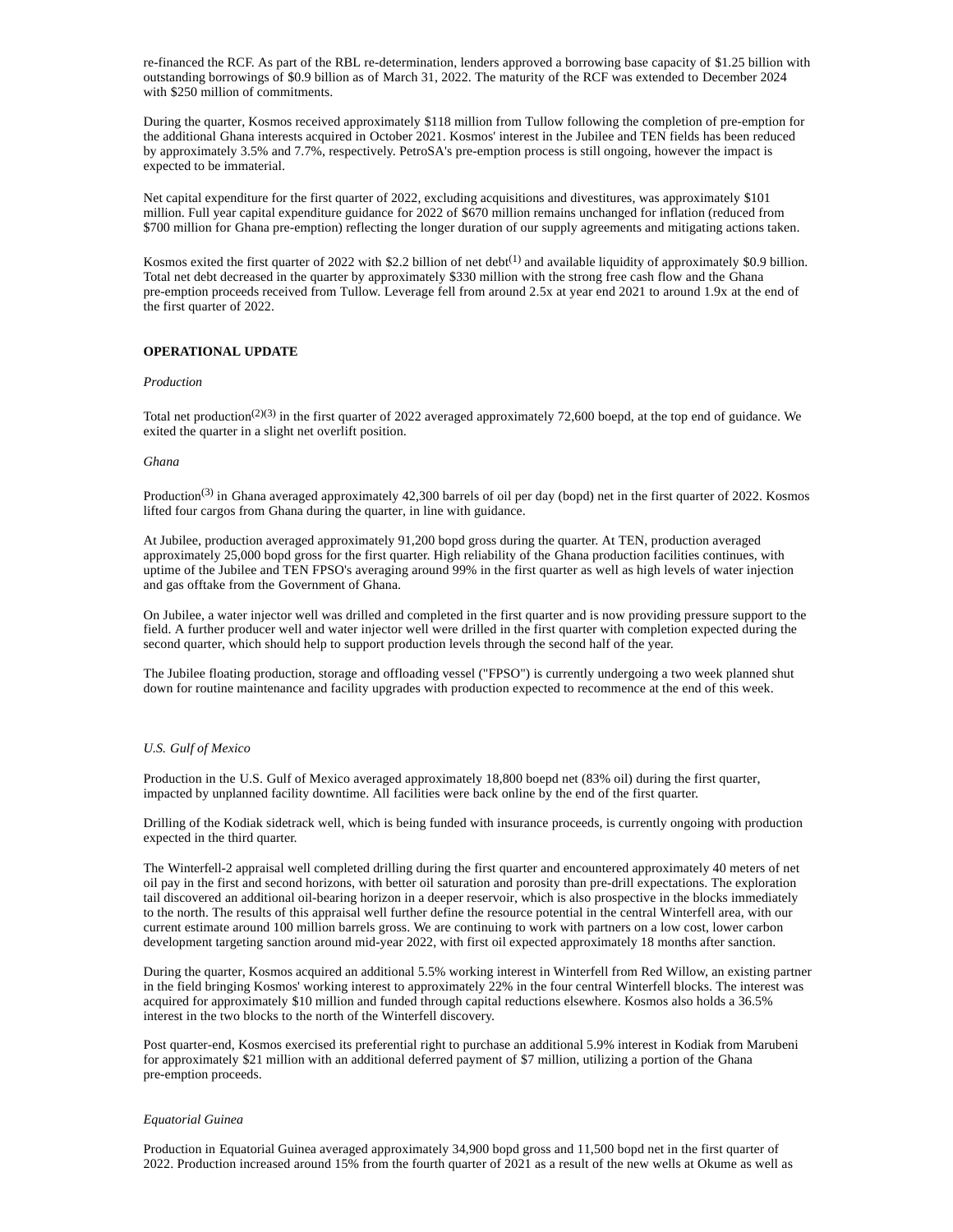re-financed the RCF. As part of the RBL re-determination, lenders approved a borrowing base capacity of $1.25 billion with outstanding borrowings of $0.9 billion as of March 31, 2022. The maturity of the RCF was extended to December 2024 with $250 million of commitments.

During the quarter, Kosmos received approximately $118 million from Tullow following the completion of pre-emption for the additional Ghana interests acquired in October 2021. Kosmos' interest in the Jubilee and TEN fields has been reduced by approximately 3.5% and 7.7%, respectively. PetroSA's pre-emption process is still ongoing, however the impact is expected to be immaterial.

Net capital expenditure for the first quarter of 2022, excluding acquisitions and divestitures, was approximately $101 million. Full year capital expenditure guidance for 2022 of $670 million remains unchanged for inflation (reduced from $700 million for Ghana pre-emption) reflecting the longer duration of our supply agreements and mitigating actions taken.

Kosmos exited the first quarter of 2022 with $2.2 billion of net debt[1] and available liquidity of approximately $0.9 billion. Total net debt decreased in the quarter by approximately $330 million with the strong free cash flow and the Ghana pre-emption proceeds received from Tullow. Leverage fell from around 2.5x at year end 2021 to around 1.9x at the end of the first quarter of 2022.

**OPERATIONAL UPDATE**

*Production*

Total net production[2][3] in the first quarter of 2022 averaged approximately 72,600 boepd, at the top end of guidance. We exited the quarter in a slight net overlift position.

*Ghana*

Production[3] in Ghana averaged approximately 42,300 barrels of oil per day (bopd) net in the first quarter of 2022. Kosmos lifted four cargos from Ghana during the quarter, in line with guidance.

At Jubilee, production averaged approximately 91,200 bopd gross during the quarter. At TEN, production averaged approximately 25,000 bopd gross for the first quarter. High reliability of the Ghana production facilities continues, with uptime of the Jubilee and TEN FPSO's averaging around 99% in the first quarter as well as high levels of water injection and gas offtake from the Government of Ghana.

On Jubilee, a water injector well was drilled and completed in the first quarter and is now providing pressure support to the field. A further producer well and water injector well were drilled in the first quarter with completion expected during the second quarter, which should help to support production levels through the second half of the year.

The Jubilee floating production, storage and offloading vessel ("FPSO") is currently undergoing a two week planned shut down for routine maintenance and facility upgrades with production expected to recommence at the end of this week.

*U.S. Gulf of Mexico*

Production in the U.S. Gulf of Mexico averaged approximately 18,800 boepd net (83% oil) during the first quarter, impacted by unplanned facility downtime. All facilities were back online by the end of the first quarter.

Drilling of the Kodiak sidetrack well, which is being funded with insurance proceeds, is currently ongoing with production expected in the third quarter.

The Winterfell-2 appraisal well completed drilling during the first quarter and encountered approximately 40 meters of net oil pay in the first and second horizons, with better oil saturation and porosity than pre-drill expectations. The exploration tail discovered an additional oil-bearing horizon in a deeper reservoir, which is also prospective in the blocks immediately to the north. The results of this appraisal well further define the resource potential in the central Winterfell area, with our current estimate around 100 million barrels gross. We are continuing to work with partners on a low cost, lower carbon development targeting sanction around mid-year 2022, with first oil expected approximately 18 months after sanction.

During the quarter, Kosmos acquired an additional 5.5% working interest in Winterfell from Red Willow, an existing partner in the field bringing Kosmos' working interest to approximately 22% in the four central Winterfell blocks. The interest was acquired for approximately $10 million and funded through capital reductions elsewhere. Kosmos also holds a 36.5% interest in the two blocks to the north of the Winterfell discovery.

Post quarter-end, Kosmos exercised its preferential right to purchase an additional 5.9% interest in Kodiak from Marubeni for approximately $21 million with an additional deferred payment of $7 million, utilizing a portion of the Ghana pre-emption proceeds.

*Equatorial Guinea*

Production in Equatorial Guinea averaged approximately 34,900 bopd gross and 11,500 bopd net in the first quarter of 2022. Production increased around 15% from the fourth quarter of 2021 as a result of the new wells at Okume as well as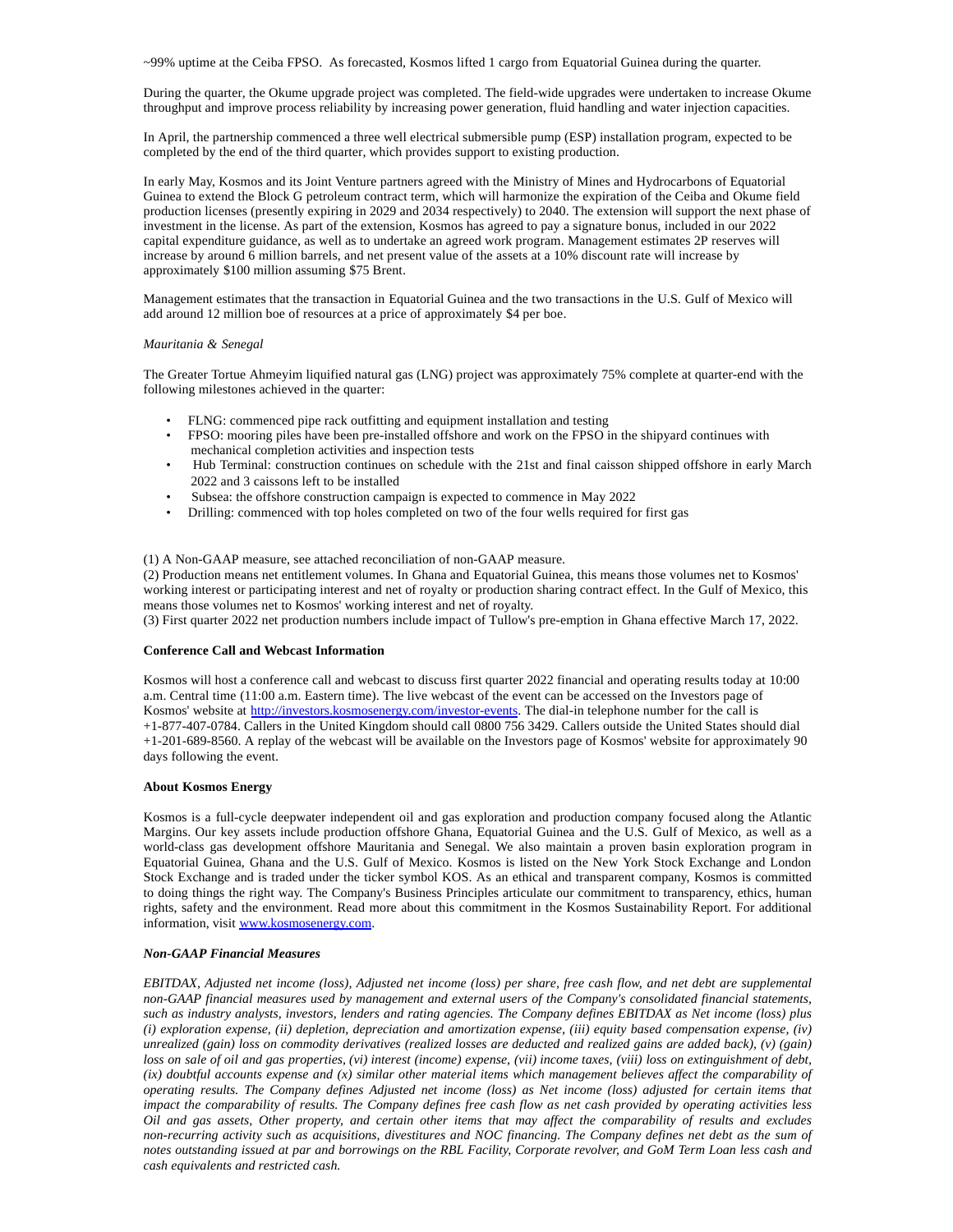~99% uptime at the Ceiba FPSO. As forecasted, Kosmos lifted 1 cargo from Equatorial Guinea during the quarter.

During the quarter, the Okume upgrade project was completed. The field-wide upgrades were undertaken to increase Okume throughput and improve process reliability by increasing power generation, fluid handling and water injection capacities.

In April, the partnership commenced a three well electrical submersible pump (ESP) installation program, expected to be completed by the end of the third quarter, which provides support to existing production.

In early May, Kosmos and its Joint Venture partners agreed with the Ministry of Mines and Hydrocarbons of Equatorial Guinea to extend the Block G petroleum contract term, which will harmonize the expiration of the Ceiba and Okume field production licenses (presently expiring in 2029 and 2034 respectively) to 2040. The extension will support the next phase of investment in the license. As part of the extension, Kosmos has agreed to pay a signature bonus, included in our 2022 capital expenditure guidance, as well as to undertake an agreed work program. Management estimates 2P reserves will increase by around 6 million barrels, and net present value of the assets at a 10% discount rate will increase by approximately $100 million assuming $75 Brent.

Management estimates that the transaction in Equatorial Guinea and the two transactions in the U.S. Gulf of Mexico will add around 12 million boe of resources at a price of approximately $4 per boe.

*Mauritania & Senegal*

The Greater Tortue Ahmeyim liquified natural gas (LNG) project was approximately 75% complete at quarter-end with the following milestones achieved in the quarter:

- FLNG: commenced pipe rack outfitting and equipment installation and testing
- FPSO: mooring piles have been pre-installed offshore and work on the FPSO in the shipyard continues with mechanical completion activities and inspection tests
- Hub Terminal: construction continues on schedule with the 21st and final caisson shipped offshore in early March 2022 and 3 caissons left to be installed
- Subsea: the offshore construction campaign is expected to commence in May 2022
- Drilling: commenced with top holes completed on two of the four wells required for first gas

(1) A Non-GAAP measure, see attached reconciliation of non-GAAP measure.
(2) Production means net entitlement volumes. In Ghana and Equatorial Guinea, this means those volumes net to Kosmos' working interest or participating interest and net of royalty or production sharing contract effect. In the Gulf of Mexico, this means those volumes net to Kosmos' working interest and net of royalty.
(3) First quarter 2022 net production numbers include impact of Tullow's pre-emption in Ghana effective March 17, 2022.

**Conference Call and Webcast Information**

Kosmos will host a conference call and webcast to discuss first quarter 2022 financial and operating results today at 10:00 a.m. Central time (11:00 a.m. Eastern time). The live webcast of the event can be accessed on the Investors page of Kosmos' website at http://investors.kosmosenergy.com/investor-events. The dial-in telephone number for the call is +1-877-407-0784. Callers in the United Kingdom should call 0800 756 3429. Callers outside the United States should dial +1-201-689-8560. A replay of the webcast will be available on the Investors page of Kosmos' website for approximately 90 days following the event.

**About Kosmos Energy**

Kosmos is a full-cycle deepwater independent oil and gas exploration and production company focused along the Atlantic Margins. Our key assets include production offshore Ghana, Equatorial Guinea and the U.S. Gulf of Mexico, as well as a world-class gas development offshore Mauritania and Senegal. We also maintain a proven basin exploration program in Equatorial Guinea, Ghana and the U.S. Gulf of Mexico. Kosmos is listed on the New York Stock Exchange and London Stock Exchange and is traded under the ticker symbol KOS. As an ethical and transparent company, Kosmos is committed to doing things the right way. The Company's Business Principles articulate our commitment to transparency, ethics, human rights, safety and the environment. Read more about this commitment in the Kosmos Sustainability Report. For additional information, visit www.kosmosenergy.com.

***Non-GAAP Financial Measures***

*EBITDAX, Adjusted net income (loss), Adjusted net income (loss) per share, free cash flow, and net debt are supplemental non-GAAP financial measures used by management and external users of the Company's consolidated financial statements, such as industry analysts, investors, lenders and rating agencies. The Company defines EBITDAX as Net income (loss) plus (i) exploration expense, (ii) depletion, depreciation and amortization expense, (iii) equity based compensation expense, (iv) unrealized (gain) loss on commodity derivatives (realized losses are deducted and realized gains are added back), (v) (gain) loss on sale of oil and gas properties, (vi) interest (income) expense, (vii) income taxes, (viii) loss on extinguishment of debt, (ix) doubtful accounts expense and (x) similar other material items which management believes affect the comparability of operating results. The Company defines Adjusted net income (loss) as Net income (loss) adjusted for certain items that impact the comparability of results. The Company defines free cash flow as net cash provided by operating activities less Oil and gas assets, Other property, and certain other items that may affect the comparability of results and excludes non-recurring activity such as acquisitions, divestitures and NOC financing. The Company defines net debt as the sum of notes outstanding issued at par and borrowings on the RBL Facility, Corporate revolver, and GoM Term Loan less cash and cash equivalents and restricted cash.*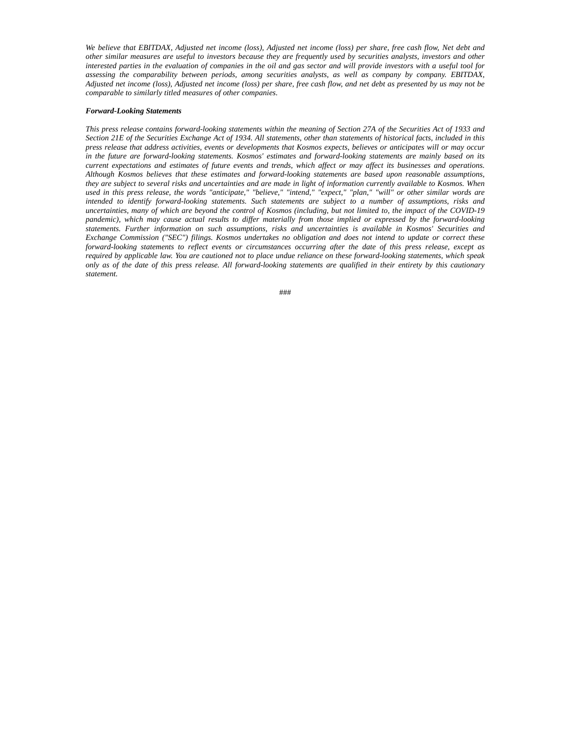*We believe that EBITDAX, Adjusted net income (loss), Adjusted net income (loss) per share, free cash flow, Net debt and other similar measures are useful to investors because they are frequently used by securities analysts, investors and other interested parties in the evaluation of companies in the oil and gas sector and will provide investors with a useful tool for assessing the comparability between periods, among securities analysts, as well as company by company. EBITDAX, Adjusted net income (loss), Adjusted net income (loss) per share, free cash flow, and net debt as presented by us may not be comparable to similarly titled measures of other companies.*

***Forward-Looking Statements***

*This press release contains forward-looking statements within the meaning of Section 27A of the Securities Act of 1933 and Section 21E of the Securities Exchange Act of 1934. All statements, other than statements of historical facts, included in this press release that address activities, events or developments that Kosmos expects, believes or anticipates will or may occur in the future are forward-looking statements. Kosmos' estimates and forward-looking statements are mainly based on its current expectations and estimates of future events and trends, which affect or may affect its businesses and operations. Although Kosmos believes that these estimates and forward-looking statements are based upon reasonable assumptions, they are subject to several risks and uncertainties and are made in light of information currently available to Kosmos. When used in this press release, the words "anticipate," "believe," "intend," "expect," "plan," "will" or other similar words are intended to identify forward-looking statements. Such statements are subject to a number of assumptions, risks and uncertainties, many of which are beyond the control of Kosmos (including, but not limited to, the impact of the COVID-19 pandemic), which may cause actual results to differ materially from those implied or expressed by the forward-looking statements. Further information on such assumptions, risks and uncertainties is available in Kosmos' Securities and Exchange Commission ("SEC") filings. Kosmos undertakes no obligation and does not intend to update or correct these forward-looking statements to reflect events or circumstances occurring after the date of this press release, except as required by applicable law. You are cautioned not to place undue reliance on these forward-looking statements, which speak only as of the date of this press release. All forward-looking statements are qualified in their entirety by this cautionary statement.*

###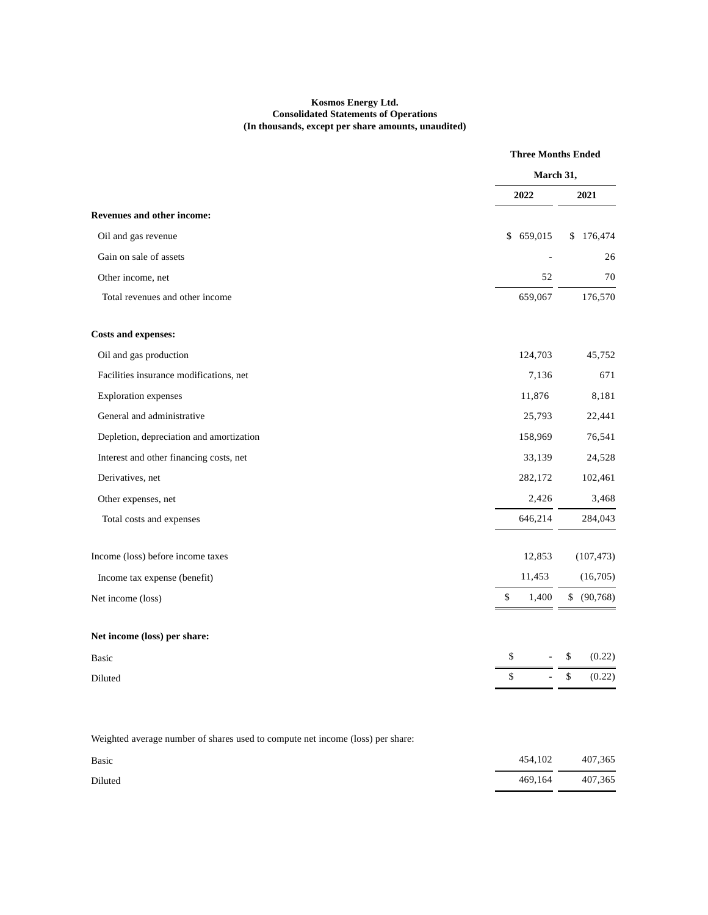**Kosmos Energy Ltd.**
**Consolidated Statements of Operations**
**(In thousands, except per share amounts, unaudited)**

| | Three Months Ended March 31, | |
|---|---|---|
| | 2022 | 2021 |
| **Revenues and other income:** | | |
| Oil and gas revenue | $ 659,015 | $ 176,474 |
| Gain on sale of assets | - | 26 |
| Other income, net | 52 | 70 |
| Total revenues and other income | 659,067 | 176,570 |
| | | |
| **Costs and expenses:** | | |
| Oil and gas production | 124,703 | 45,752 |
| Facilities insurance modifications, net | 7,136 | 671 |
| Exploration expenses | 11,876 | 8,181 |
| General and administrative | 25,793 | 22,441 |
| Depletion, depreciation and amortization | 158,969 | 76,541 |
| Interest and other financing costs, net | 33,139 | 24,528 |
| Derivatives, net | 282,172 | 102,461 |
| Other expenses, net | 2,426 | 3,468 |
| Total costs and expenses | 646,214 | 284,043 |
| | | |
| Income (loss) before income taxes | 12,853 | (107,473) |
| Income tax expense (benefit) | 11,453 | (16,705) |
| Net income (loss) | $ 1,400 | $ (90,768) |
| | | |
| **Net income (loss) per share:** | | |
| Basic | $ - | $ (0.22) |
| Diluted | $ - | $ (0.22) |
| | | |
| Weighted average number of shares used to compute net income (loss) per share: | | |
| Basic | 454,102 | 407,365 |
| Diluted | 469,164 | 407,365 |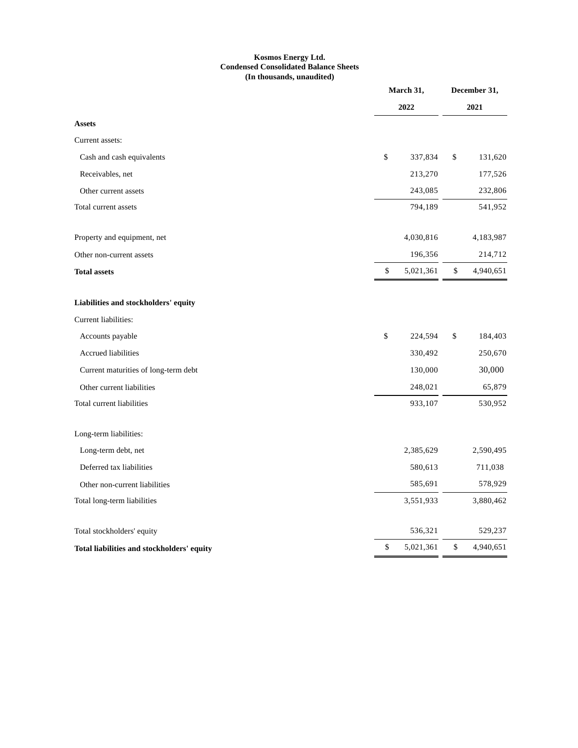**Kosmos Energy Ltd.**
**Condensed Consolidated Balance Sheets**
**(In thousands, unaudited)**

| | March 31, 2022 | December 31, 2021 |
|---|---|---|
| **Assets** | | |
| Current assets: | | |
| Cash and cash equivalents | $ 337,834 | $ 131,620 |
| Receivables, net | 213,270 | 177,526 |
| Other current assets | 243,085 | 232,806 |
| Total current assets | 794,189 | 541,952 |
| | | |
| Property and equipment, net | 4,030,816 | 4,183,987 |
| Other non-current assets | 196,356 | 214,712 |
| **Total assets** | $ 5,021,361 | $ 4,940,651 |
| | | |
| **Liabilities and stockholders' equity** | | |
| Current liabilities: | | |
| Accounts payable | $ 224,594 | $ 184,403 |
| Accrued liabilities | 330,492 | 250,670 |
| Current maturities of long-term debt | 130,000 | 30,000 |
| Other current liabilities | 248,021 | 65,879 |
| Total current liabilities | 933,107 | 530,952 |
| | | |
| Long-term liabilities: | | |
| Long-term debt, net | 2,385,629 | 2,590,495 |
| Deferred tax liabilities | 580,613 | 711,038 |
| Other non-current liabilities | 585,691 | 578,929 |
| Total long-term liabilities | 3,551,933 | 3,880,462 |
| | | |
| Total stockholders' equity | 536,321 | 529,237 |
| **Total liabilities and stockholders' equity** | $ 5,021,361 | $ 4,940,651 |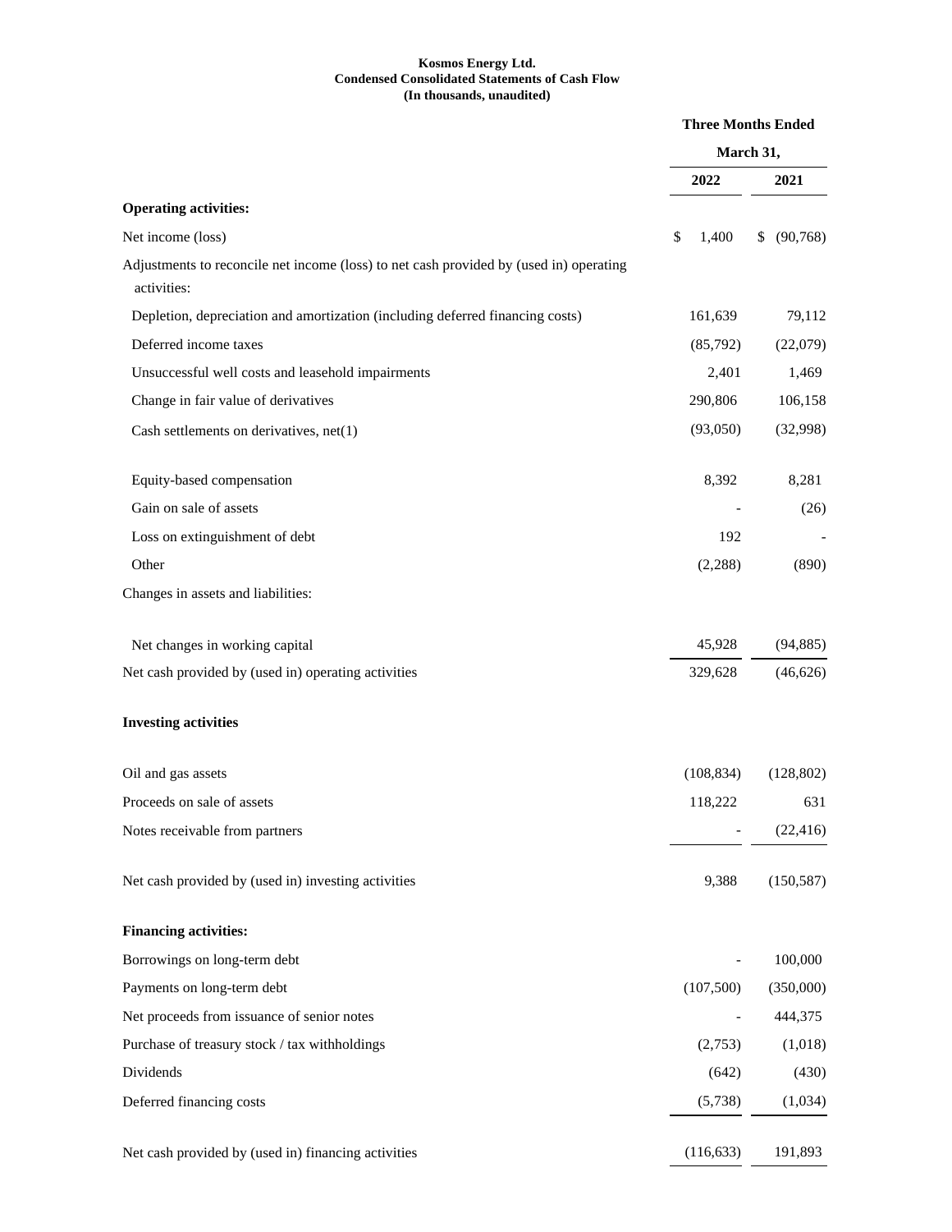**Kosmos Energy Ltd.**
**Condensed Consolidated Statements of Cash Flow**
**(In thousands, unaudited)**

| | Three Months Ended March 31, | |
|---|---|---|
| | 2022 | 2021 |
| **Operating activities:** | | |
| Net income (loss) | $ 1,400 | $ (90,768) |
| Adjustments to reconcile net income (loss) to net cash provided by (used in) operating activities: | | |
| Depletion, depreciation and amortization (including deferred financing costs) | 161,639 | 79,112 |
| Deferred income taxes | (85,792) | (22,079) |
| Unsuccessful well costs and leasehold impairments | 2,401 | 1,469 |
| Change in fair value of derivatives | 290,806 | 106,158 |
| Cash settlements on derivatives, net(1) | (93,050) | (32,998) |
| Equity-based compensation | 8,392 | 8,281 |
| Gain on sale of assets | - | (26) |
| Loss on extinguishment of debt | 192 | - |
| Other | (2,288) | (890) |
| Changes in assets and liabilities: | | |
| Net changes in working capital | 45,928 | (94,885) |
| Net cash provided by (used in) operating activities | 329,628 | (46,626) |
| **Investing activities** | | |
| Oil and gas assets | (108,834) | (128,802) |
| Proceeds on sale of assets | 118,222 | 631 |
| Notes receivable from partners | - | (22,416) |
| Net cash provided by (used in) investing activities | 9,388 | (150,587) |
| **Financing activities:** | | |
| Borrowings on long-term debt | - | 100,000 |
| Payments on long-term debt | (107,500) | (350,000) |
| Net proceeds from issuance of senior notes | - | 444,375 |
| Purchase of treasury stock / tax withholdings | (2,753) | (1,018) |
| Dividends | (642) | (430) |
| Deferred financing costs | (5,738) | (1,034) |
| Net cash provided by (used in) financing activities | (116,633) | 191,893 |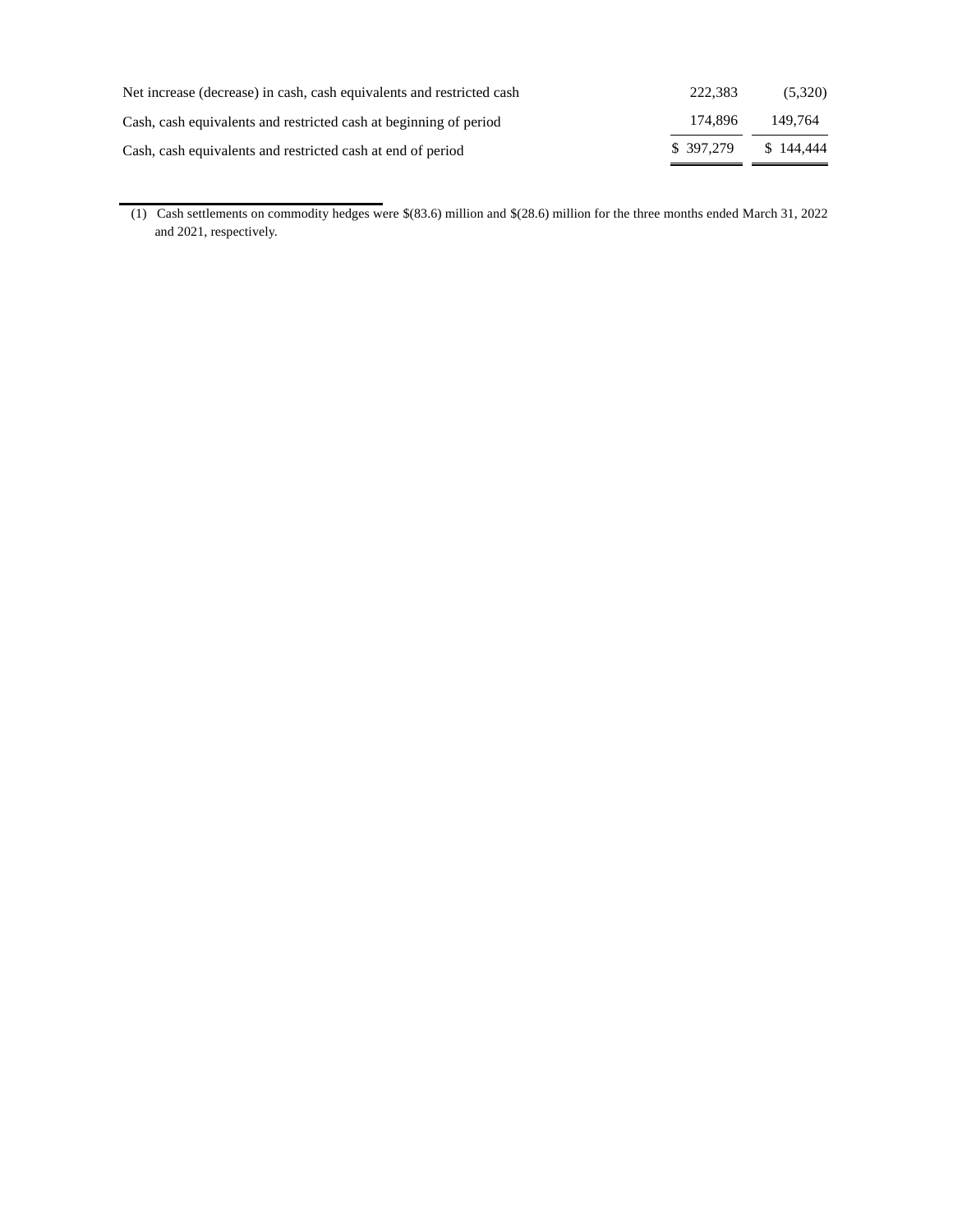| | | |
|---|---|---|
| Net increase (decrease) in cash, cash equivalents and restricted cash | 222,383 | (5,320) |
| Cash, cash equivalents and restricted cash at beginning of period | 174,896 | 149,764 |
| Cash, cash equivalents and restricted cash at end of period | $ 397,279 | $ 144,444 |

(1) Cash settlements on commodity hedges were $(83.6) million and $(28.6) million for the three months ended March 31, 2022 and 2021, respectively.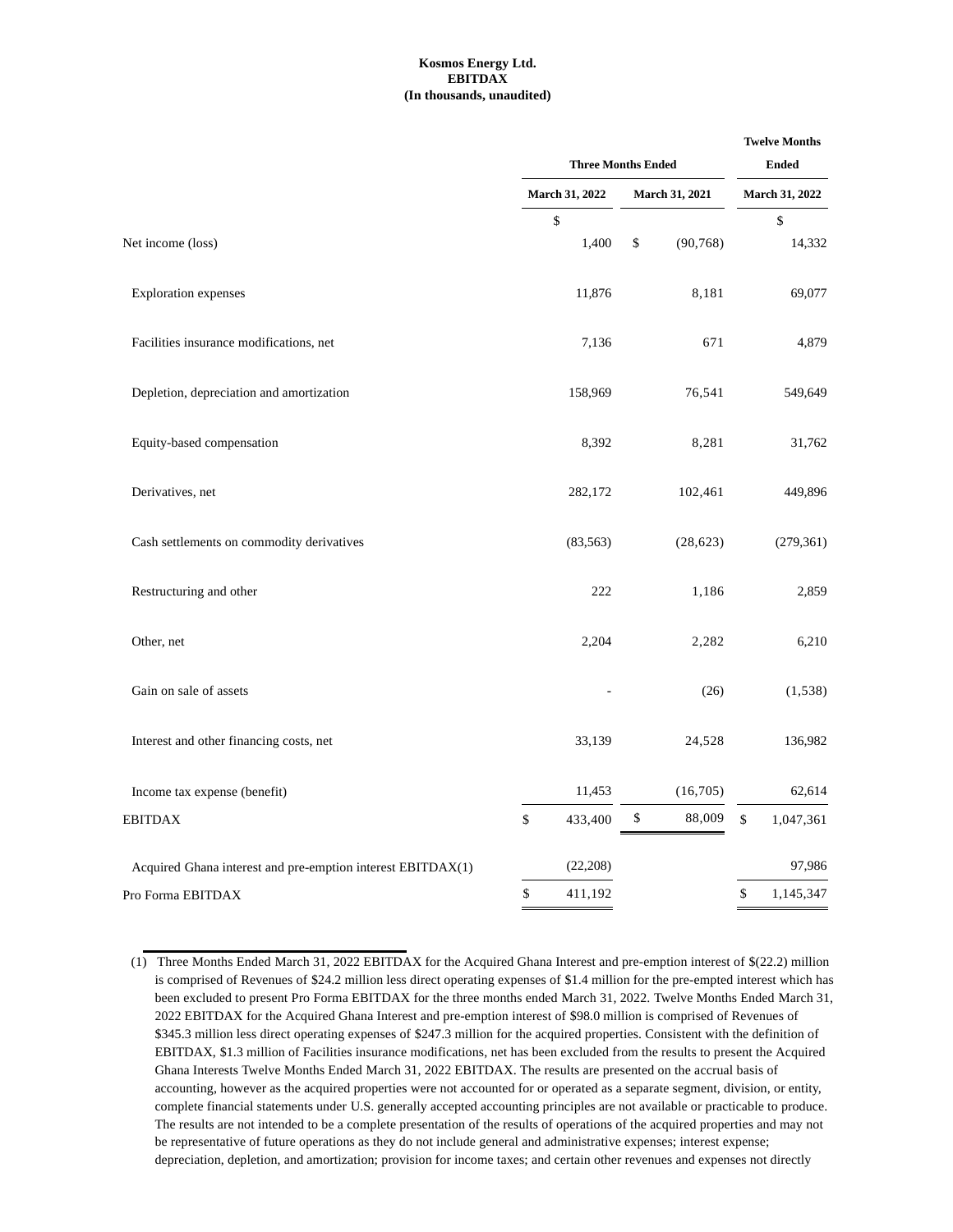**Kosmos Energy Ltd.**
**EBITDAX**
**(In thousands, unaudited)**

| | Three Months Ended | | Twelve Months Ended |
|---|---|---|---|
| | March 31, 2022 | March 31, 2021 | March 31, 2022 |
| Net income (loss) | $ 1,400 | $ (90,768) | $ 14,332 |
| Exploration expenses | 11,876 | 8,181 | 69,077 |
| Facilities insurance modifications, net | 7,136 | 671 | 4,879 |
| Depletion, depreciation and amortization | 158,969 | 76,541 | 549,649 |
| Equity-based compensation | 8,392 | 8,281 | 31,762 |
| Derivatives, net | 282,172 | 102,461 | 449,896 |
| Cash settlements on commodity derivatives | (83,563) | (28,623) | (279,361) |
| Restructuring and other | 222 | 1,186 | 2,859 |
| Other, net | 2,204 | 2,282 | 6,210 |
| Gain on sale of assets | - | (26) | (1,538) |
| Interest and other financing costs, net | 33,139 | 24,528 | 136,982 |
| Income tax expense (benefit) | 11,453 | (16,705) | 62,614 |
| EBITDAX | $ 433,400 | $ 88,009 | $ 1,047,361 |
| Acquired Ghana interest and pre-emption interest EBITDAX(1) | (22,208) | | 97,986 |
| Pro Forma EBITDAX | $ 411,192 | | $ 1,145,347 |

(1) Three Months Ended March 31, 2022 EBITDAX for the Acquired Ghana Interest and pre-emption interest of $(22.2) million is comprised of Revenues of $24.2 million less direct operating expenses of $1.4 million for the pre-empted interest which has been excluded to present Pro Forma EBITDAX for the three months ended March 31, 2022. Twelve Months Ended March 31, 2022 EBITDAX for the Acquired Ghana Interest and pre-emption interest of $98.0 million is comprised of Revenues of $345.3 million less direct operating expenses of $247.3 million for the acquired properties. Consistent with the definition of EBITDAX, $1.3 million of Facilities insurance modifications, net has been excluded from the results to present the Acquired Ghana Interests Twelve Months Ended March 31, 2022 EBITDAX. The results are presented on the accrual basis of accounting, however as the acquired properties were not accounted for or operated as a separate segment, division, or entity, complete financial statements under U.S. generally accepted accounting principles are not available or practicable to produce. The results are not intended to be a complete presentation of the results of operations of the acquired properties and may not be representative of future operations as they do not include general and administrative expenses; interest expense; depreciation, depletion, and amortization; provision for income taxes; and certain other revenues and expenses not directly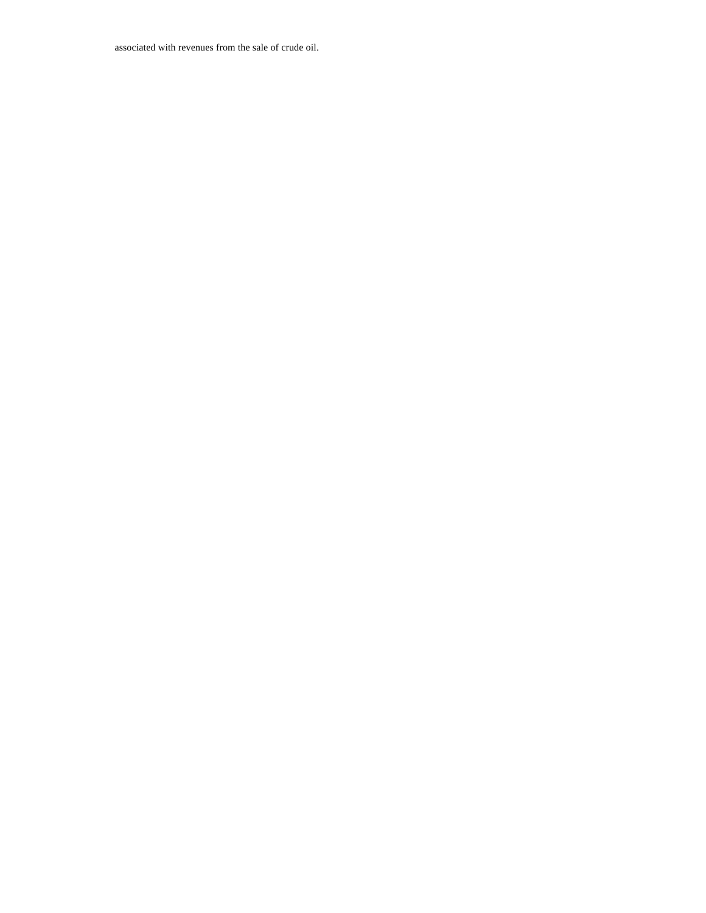associated with revenues from the sale of crude oil.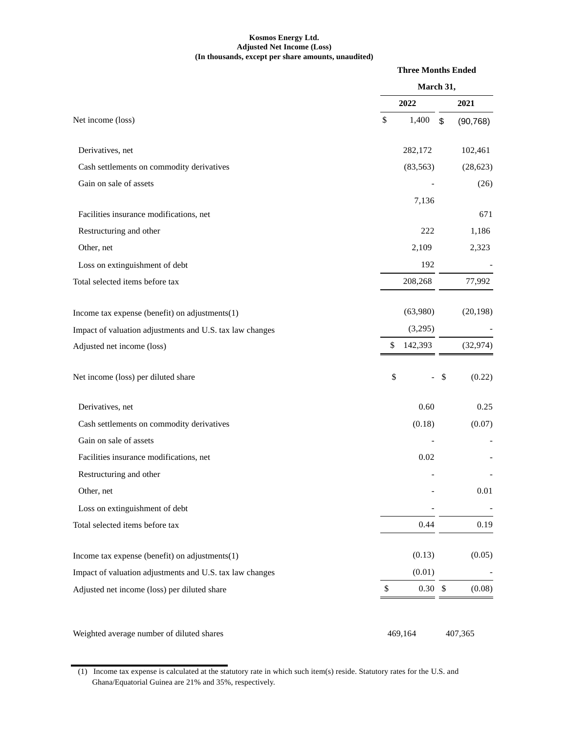**Kosmos Energy Ltd.**
**Adjusted Net Income (Loss)**
**(In thousands, except per share amounts, unaudited)**

| | Three Months Ended March 31, | |
|---|---|---|
| | 2022 | 2021 |
| Net income (loss) | $ 1,400 | $ (90,768) |
| Derivatives, net | 282,172 | 102,461 |
| Cash settlements on commodity derivatives | (83,563) | (28,623) |
| Gain on sale of assets | - | (26) |
| Facilities insurance modifications, net | 7,136 | 671 |
| Restructuring and other | 222 | 1,186 |
| Other, net | 2,109 | 2,323 |
| Loss on extinguishment of debt | 192 | - |
| Total selected items before tax | 208,268 | 77,992 |
| Income tax expense (benefit) on adjustments(1) | (63,980) | (20,198) |
| Impact of valuation adjustments and U.S. tax law changes | (3,295) | - |
| Adjusted net income (loss) | $ 142,393 | (32,974) |
| Net income (loss) per diluted share | $ - | $ (0.22) |
| Derivatives, net | 0.60 | 0.25 |
| Cash settlements on commodity derivatives | (0.18) | (0.07) |
| Gain on sale of assets | - | - |
| Facilities insurance modifications, net | 0.02 | - |
| Restructuring and other | - | - |
| Other, net | - | 0.01 |
| Loss on extinguishment of debt | - | - |
| Total selected items before tax | 0.44 | 0.19 |
| Income tax expense (benefit) on adjustments(1) | (0.13) | (0.05) |
| Impact of valuation adjustments and U.S. tax law changes | (0.01) | - |
| Adjusted net income (loss) per diluted share | $ 0.30 | $ (0.08) |
| Weighted average number of diluted shares | 469,164 | 407,365 |

(1) Income tax expense is calculated at the statutory rate in which such item(s) reside. Statutory rates for the U.S. and Ghana/Equatorial Guinea are 21% and 35%, respectively.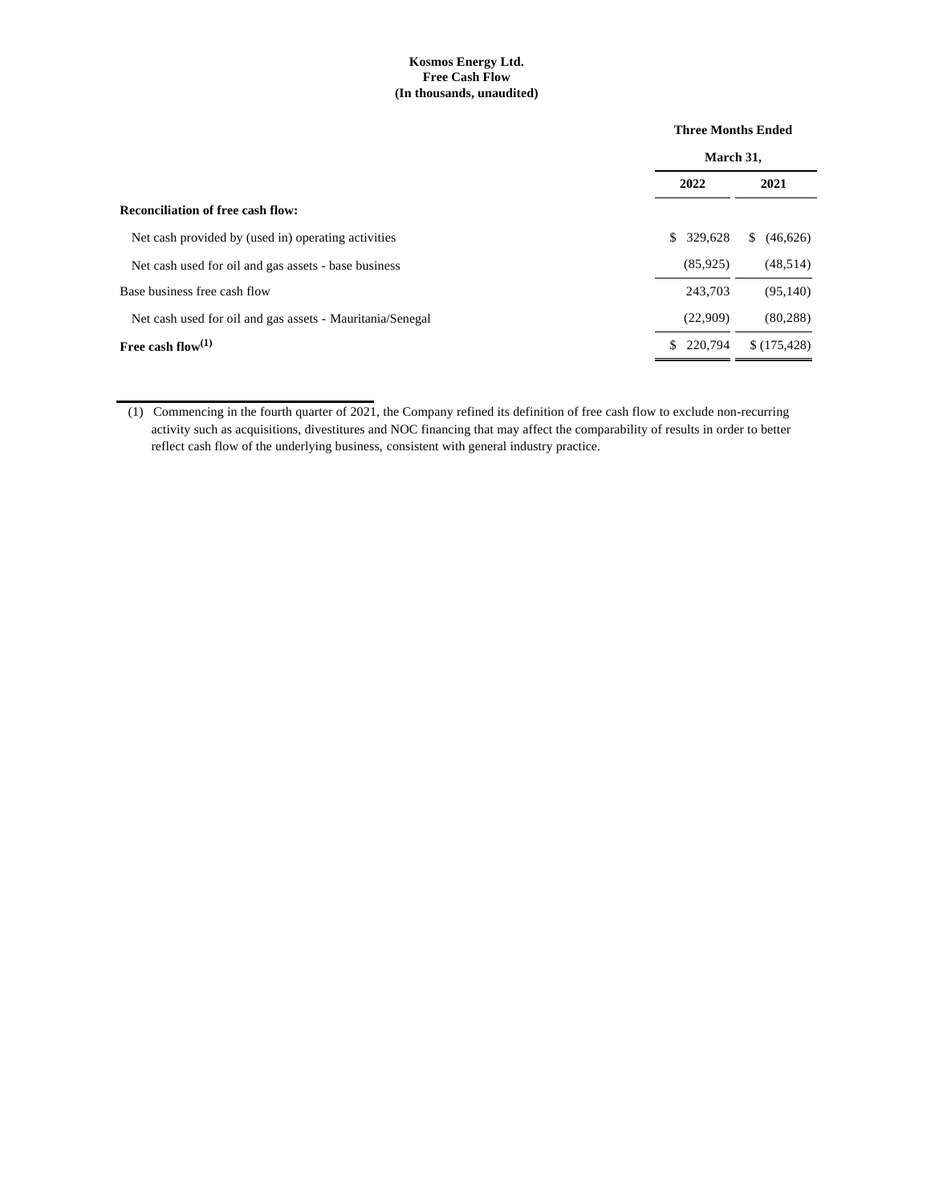**Kosmos Energy Ltd.**
**Free Cash Flow**
**(In thousands, unaudited)**

| | Three Months Ended March 31, | |
|---|---|---|
| | **2022** | **2021** |
| **Reconciliation of free cash flow:** | | |
| Net cash provided by (used in) operating activities | $ 329,628 | $ (46,626) |
| Net cash used for oil and gas assets - base business | (85,925) | (48,514) |
| Base business free cash flow | 243,703 | (95,140) |
| Net cash used for oil and gas assets - Mauritania/Senegal | (22,909) | (80,288) |
| **Free cash flow[(1)]** | $ 220,794 | $ (175,428) |

(1) Commencing in the fourth quarter of 2021, the Company refined its definition of free cash flow to exclude non-recurring activity such as acquisitions, divestitures and NOC financing that may affect the comparability of results in order to better reflect cash flow of the underlying business, consistent with general industry practice.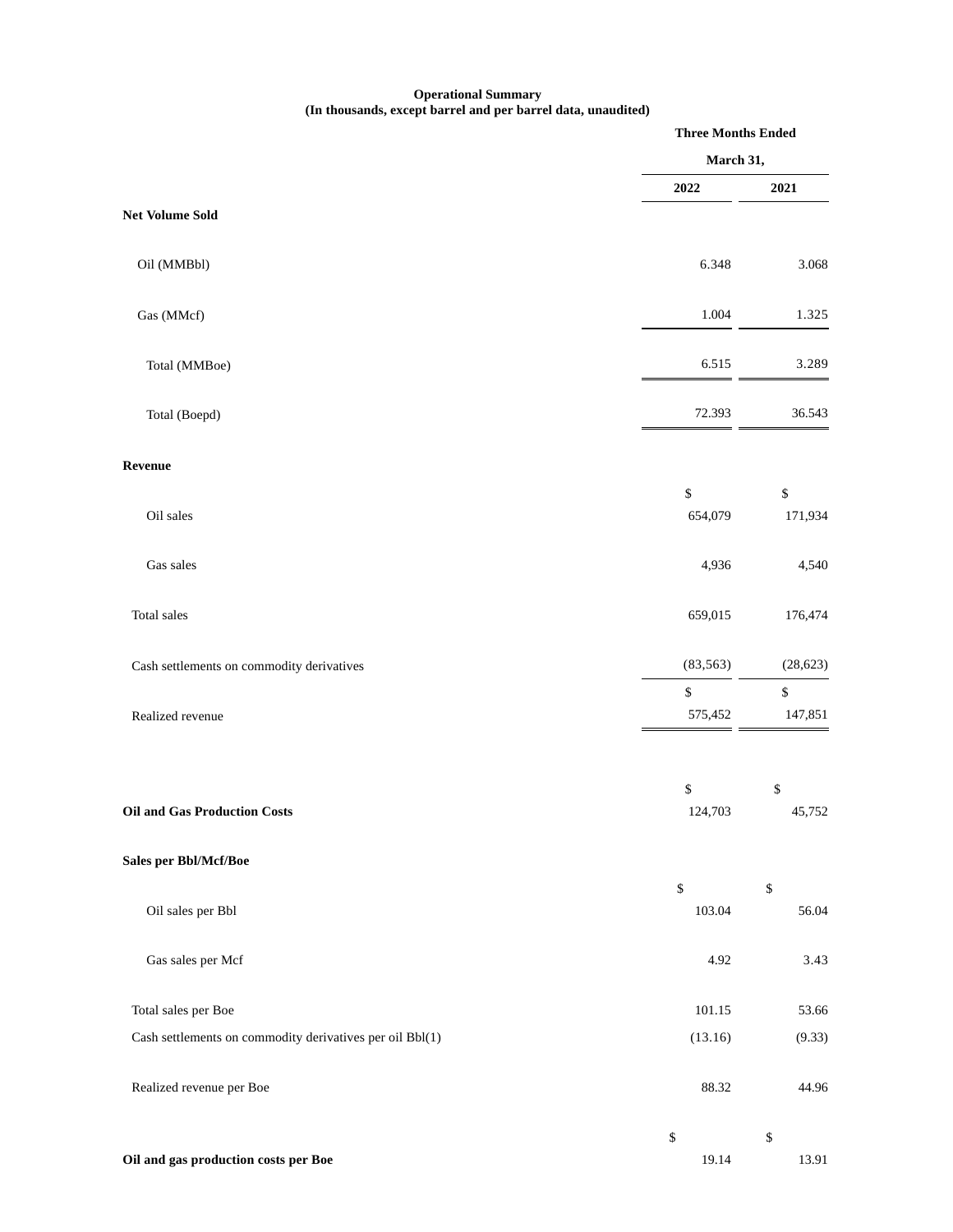**Operational Summary**
**(In thousands, except barrel and per barrel data, unaudited)**

| | Three Months Ended March 31, | |
|---|---|---|
| | **2022** | **2021** |
| **Net Volume Sold** | | |
| Oil (MMBbl) | 6.348 | 3.068 |
| Gas (MMcf) | 1.004 | 1.325 |
| Total (MMBoe) | 6.515 | 3.289 |
| Total (Boepd) | 72.393 | 36.543 |
| **Revenue** | | |
| Oil sales | $ 654,079 | $ 171,934 |
| Gas sales | 4,936 | 4,540 |
| Total sales | 659,015 | 176,474 |
| Cash settlements on commodity derivatives | (83,563) | (28,623) |
| Realized revenue | $ 575,452 | $ 147,851 |
| **Oil and Gas Production Costs** | $ 124,703 | $ 45,752 |
| **Sales per Bbl/Mcf/Boe** | | |
| Oil sales per Bbl | $ 103.04 | $ 56.04 |
| Gas sales per Mcf | 4.92 | 3.43 |
| Total sales per Boe | 101.15 | 53.66 |
| Cash settlements on commodity derivatives per oil Bbl(1) | (13.16) | (9.33) |
| Realized revenue per Boe | 88.32 | 44.96 |
| **Oil and gas production costs per Boe** | $ 19.14 | $ 13.91 |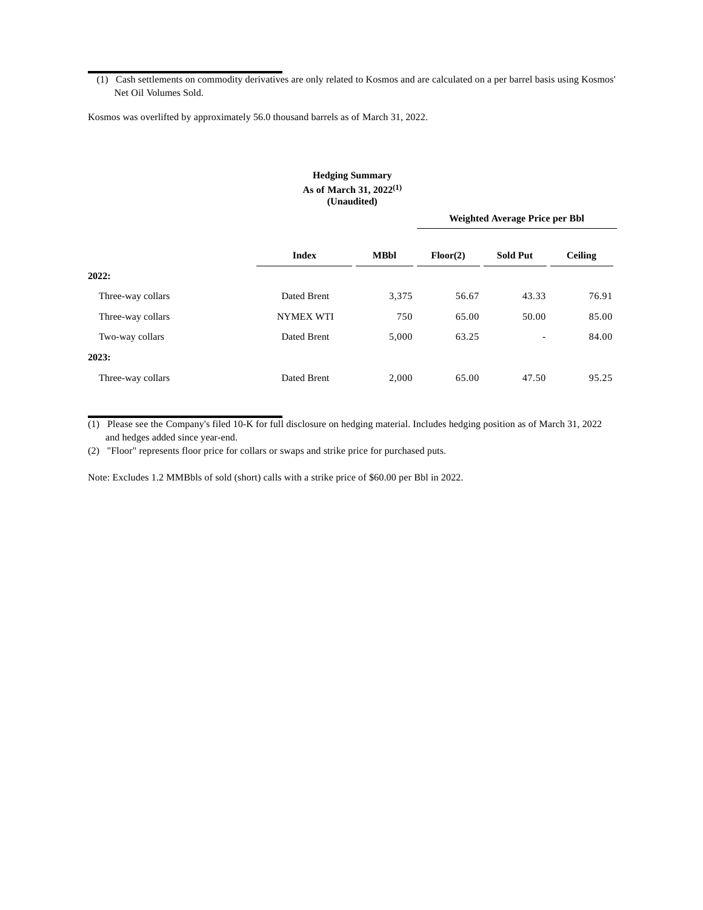(1) Cash settlements on commodity derivatives are only related to Kosmos and are calculated on a per barrel basis using Kosmos' Net Oil Volumes Sold.

Kosmos was overlifted by approximately 56.0 thousand barrels as of March 31, 2022.

**Hedging Summary**
**As of March 31, 2022[1]**
**(Unaudited)**

| | | | Weighted Average Price per Bbl | | |
|---|---|---|---|---|---|
| | **Index** | **MBbl** | **Floor(2)** | **Sold Put** | **Ceiling** |
| **2022:** | | | | | |
| Three-way collars | Dated Brent | 3,375 | 56.67 | 43.33 | 76.91 |
| Three-way collars | NYMEX WTI | 750 | 65.00 | 50.00 | 85.00 |
| Two-way collars | Dated Brent | 5,000 | 63.25 | - | 84.00 |
| **2023:** | | | | | |
| Three-way collars | Dated Brent | 2,000 | 65.00 | 47.50 | 95.25 |

(1) Please see the Company's filed 10-K for full disclosure on hedging material. Includes hedging position as of March 31, 2022 and hedges added since year-end.

(2) "Floor" represents floor price for collars or swaps and strike price for purchased puts.

Note: Excludes 1.2 MMBbls of sold (short) calls with a strike price of $60.00 per Bbl in 2022.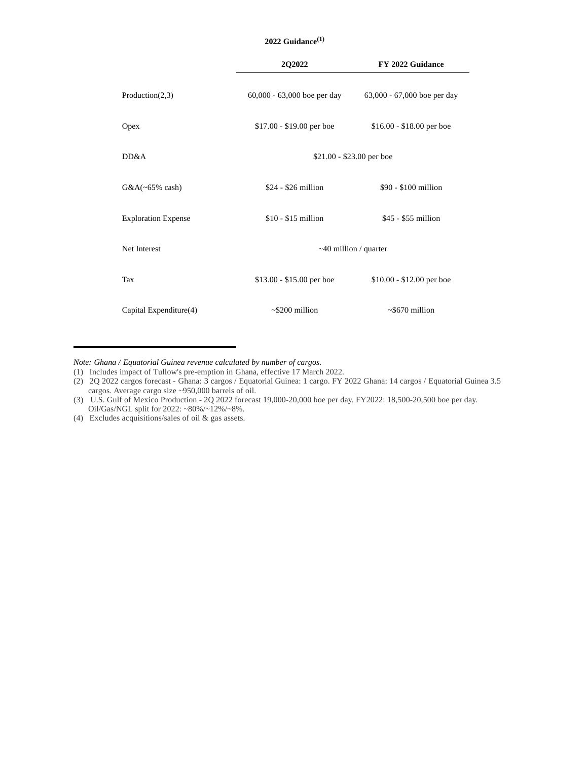**2022 Guidance[(1)]**

| | 2Q2022 | FY 2022 Guidance |
|---|---|---|
| Production(2,3) | 60,000 - 63,000 boe per day | 63,000 - 67,000 boe per day |
| Opex | $17.00 - $19.00 per boe | $16.00 - $18.00 per boe |
| DD&A | $21.00 - $23.00 per boe | |
| G&A(~65% cash) | $24 - $26 million | $90 - $100 million |
| Exploration Expense | $10 - $15 million | $45 - $55 million |
| Net Interest | ~40 million / quarter | |
| Tax | $13.00 - $15.00 per boe | $10.00 - $12.00 per boe |
| Capital Expenditure(4) | ~$200 million | ~$670 million |

*Note: Ghana / Equatorial Guinea revenue calculated by number of cargos.*

(1) Includes impact of Tullow's pre-emption in Ghana, effective 17 March 2022.

(2) 2Q 2022 cargos forecast - Ghana: 3 cargos / Equatorial Guinea: 1 cargo. FY 2022 Ghana: 14 cargos / Equatorial Guinea 3.5 cargos. Average cargo size ~950,000 barrels of oil.

(3) U.S. Gulf of Mexico Production - 2Q 2022 forecast 19,000-20,000 boe per day. FY2022: 18,500-20,500 boe per day. Oil/Gas/NGL split for 2022: ~80%/~12%/~8%.

(4) Excludes acquisitions/sales of oil & gas assets.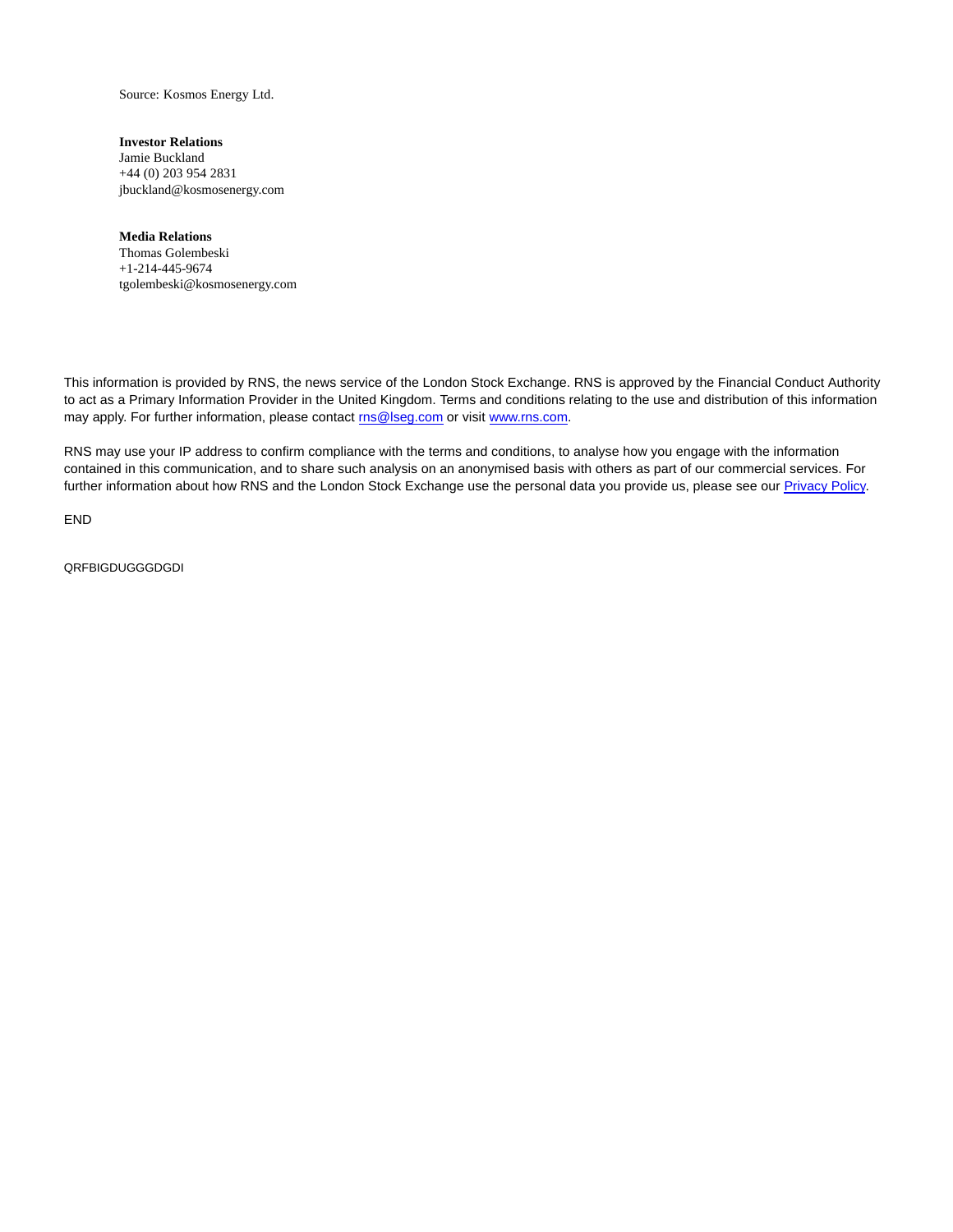Source: Kosmos Energy Ltd.

**Investor Relations**
Jamie Buckland
+44 (0) 203 954 2831
jbuckland@kosmosenergy.com

**Media Relations**
Thomas Golembeski
+1-214-445-9674
tgolembeski@kosmosenergy.com

This information is provided by RNS, the news service of the London Stock Exchange. RNS is approved by the Financial Conduct Authority to act as a Primary Information Provider in the United Kingdom. Terms and conditions relating to the use and distribution of this information may apply. For further information, please contact rns@lseg.com or visit www.rns.com.

RNS may use your IP address to confirm compliance with the terms and conditions, to analyse how you engage with the information contained in this communication, and to share such analysis on an anonymised basis with others as part of our commercial services. For further information about how RNS and the London Stock Exchange use the personal data you provide us, please see our Privacy Policy.

END

QRFBIGDUGGGDGDI